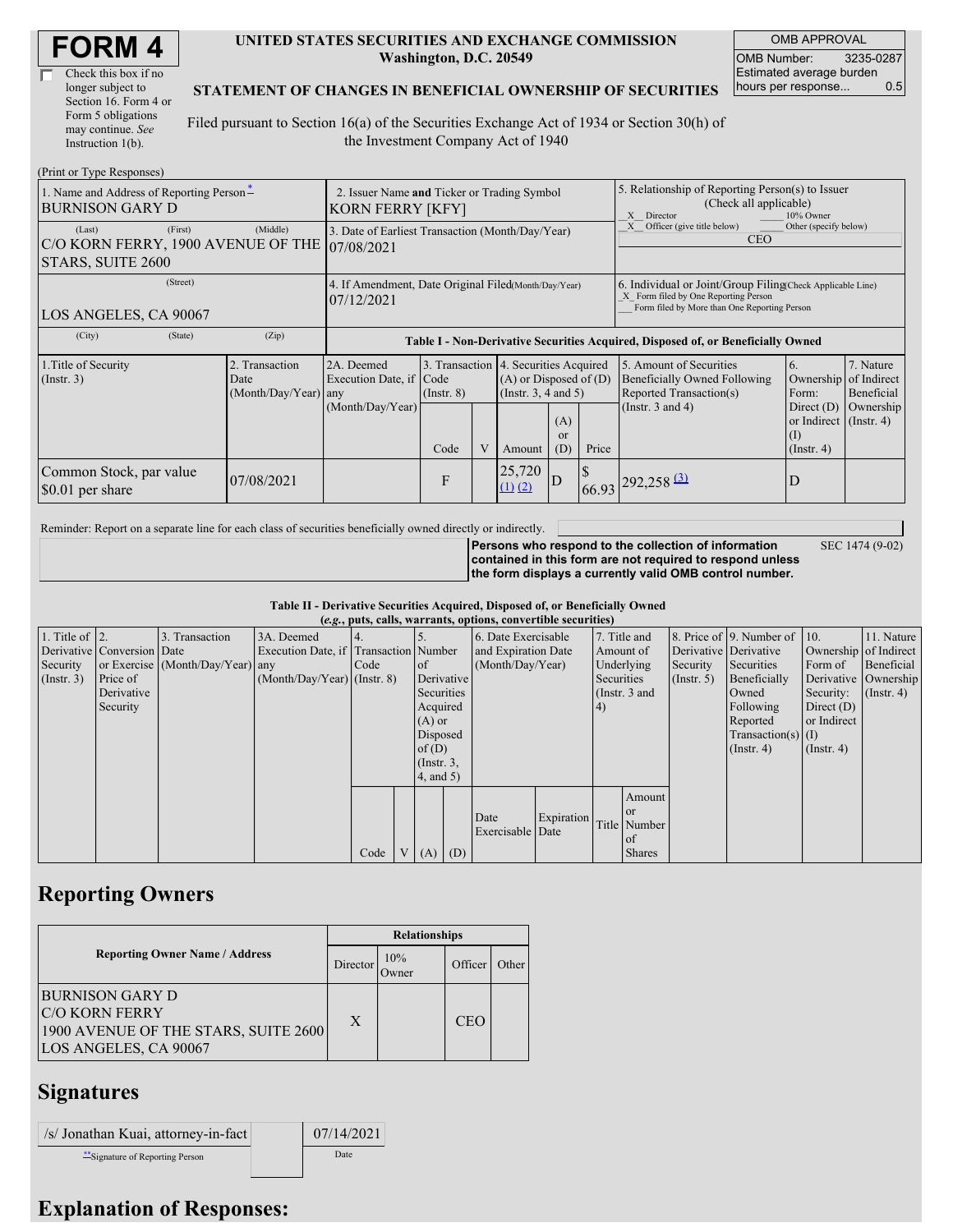# FORM 4

☐ Check this box if no longer subject to Section 16. Form 4 or Form 5 obligations may continue. *See* Instruction 1(b).

**UNITED STATES SECURITIES AND EXCHANGE COMMISSION**
**Washington, D.C. 20549**

**STATEMENT OF CHANGES IN BENEFICIAL OWNERSHIP OF SECURITIES**

Filed pursuant to Section 16(a) of the Securities Exchange Act of 1934 or Section 30(h) of the Investment Company Act of 1940

| OMB APPROVAL | |
|---|---|
| OMB Number: | 3235-0287 |
| Estimated average burden hours per response... | 0.5 |

(Print or Type Responses)

| 1. Name and Address of Reporting Person* | 2. Issuer Name and Ticker or Trading Symbol | 5. Relationship of Reporting Person(s) to Issuer (Check all applicable) |
|---|---|---|
| BURNISON GARY D | KORN FERRY [KFY] | X Director ___ 10% Owner |
| (Last) (First) (Middle) C/O KORN FERRY, 1900 AVENUE OF THE STARS, SUITE 2600 | 3. Date of Earliest Transaction (Month/Day/Year) 07/08/2021 | X Officer (give title below) ___ Other (specify below) CEO |
| (Street) LOS ANGELES, CA 90067 | 4. If Amendment, Date Original Filed (Month/Day/Year) 07/12/2021 | 6. Individual or Joint/Group Filing (Check Applicable Line) _X_ Form filed by One Reporting Person ___ Form filed by More than One Reporting Person |
| (City) (State) (Zip) | | |

**Table I - Non-Derivative Securities Acquired, Disposed of, or Beneficially Owned**

| 1.Title of Security (Instr. 3) | 2. Transaction Date (Month/Day/Year) | 2A. Deemed Execution Date, if any (Month/Day/Year) | 3. Transaction Code (Instr. 8) | | 4. Securities Acquired (A) or Disposed of (D) (Instr. 3, 4 and 5) | | | 5. Amount of Securities Beneficially Owned Following Reported Transaction(s) (Instr. 3 and 4) | 6. Ownership Form: Direct (D) or Indirect (I) (Instr. 4) | 7. Nature of Indirect Beneficial Ownership (Instr. 4) |
|---|---|---|---|---|---|---|---|---|---|---|
| | | | Code | V | Amount | (A) or (D) | Price | | | |
| Common Stock, par value $0.01 per share | 07/08/2021 | | F | | 25,720 (1) (2) | D | $ 66.93 | 292,258 (3) | D | |

Reminder: Report on a separate line for each class of securities beneficially owned directly or indirectly.

**Persons who respond to the collection of information contained in this form are not required to respond unless the form displays a currently valid OMB control number.** SEC 1474 (9-02)

**Table II - Derivative Securities Acquired, Disposed of, or Beneficially Owned**
***(e.g., puts, calls, warrants, options, convertible securities)***

| 1. Title of Derivative Security (Instr. 3) | 2. Conversion or Exercise Price of Derivative Security | 3. Transaction Date (Month/Day/Year) | 3A. Deemed Execution Date, if any (Month/Day/Year) | 4. Transaction Code (Instr. 8) | | 5. Number of Derivative Securities Acquired (A) or Disposed of (D) (Instr. 3, 4, and 5) | | 6. Date Exercisable and Expiration Date (Month/Day/Year) | | 7. Title and Amount of Underlying Securities (Instr. 3 and 4) | | 8. Price of Derivative Security (Instr. 5) | 9. Number of Derivative Securities Beneficially Owned Following Reported Transaction(s) (Instr. 4) | 10. Ownership Form of Derivative Security: Direct (D) or Indirect (I) (Instr. 4) | 11. Nature of Indirect Beneficial Ownership (Instr. 4) |
|---|---|---|---|---|---|---|---|---|---|---|---|---|---|---|---|
| | | | | Code | V | (A) | (D) | Date Exercisable | Expiration Date | Title | Amount or Number of Shares | | | | |

## Reporting Owners

| Reporting Owner Name / Address | Relationships | | | |
|---|---|---|---|---|
| | Director | 10% Owner | Officer | Other |
| BURNISON GARY D C/O KORN FERRY 1900 AVENUE OF THE STARS, SUITE 2600 LOS ANGELES, CA 90067 | X | | CEO | |

## Signatures

| /s/ Jonathan Kuai, attorney-in-fact | 07/14/2021 |
|---|---|
| **Signature of Reporting Person | Date |

## Explanation of Responses: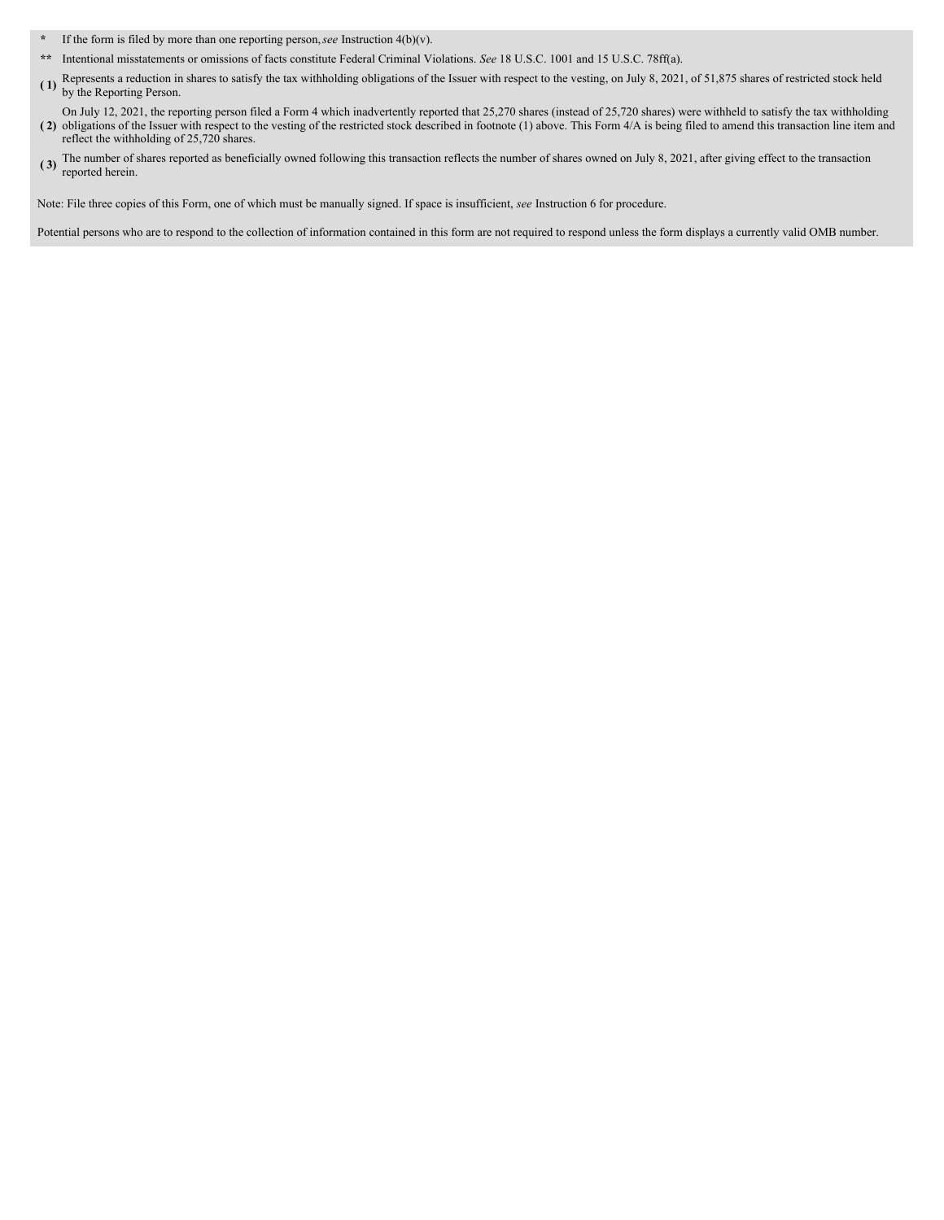\* If the form is filed by more than one reporting person, *see* Instruction 4(b)(v).

\*\* Intentional misstatements or omissions of facts constitute Federal Criminal Violations. *See* 18 U.S.C. 1001 and 15 U.S.C. 78ff(a).

**( 1 )** Represents a reduction in shares to satisfy the tax withholding obligations of the Issuer with respect to the vesting, on July 8, 2021, of 51,875 shares of restricted stock held by the Reporting Person.

**( 2 )** On July 12, 2021, the reporting person filed a Form 4 which inadvertently reported that 25,270 shares (instead of 25,720 shares) were withheld to satisfy the tax withholding obligations of the Issuer with respect to the vesting of the restricted stock described in footnote (1) above. This Form 4/A is being filed to amend this transaction line item and reflect the withholding of 25,720 shares.

**( 3 )** The number of shares reported as beneficially owned following this transaction reflects the number of shares owned on July 8, 2021, after giving effect to the transaction reported herein.

Note: File three copies of this Form, one of which must be manually signed. If space is insufficient, *see* Instruction 6 for procedure.

Potential persons who are to respond to the collection of information contained in this form are not required to respond unless the form displays a currently valid OMB number.